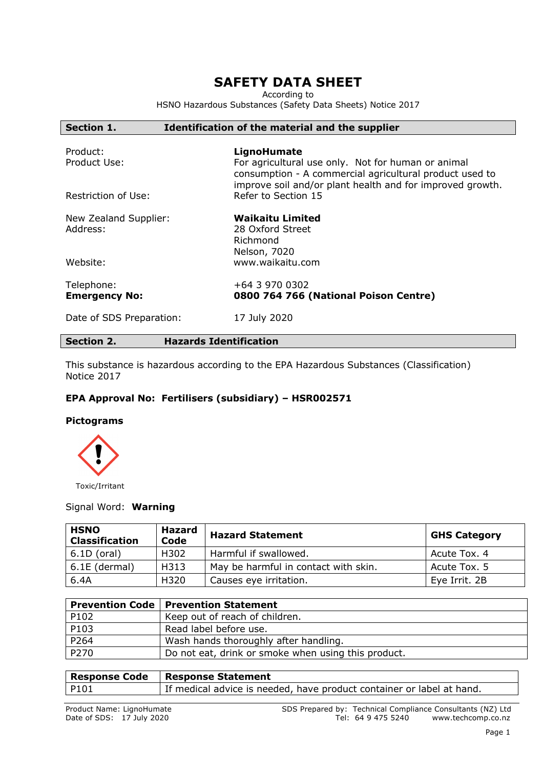# SAFETY DATA SHEET

According to
HSNO Hazardous Substances (Safety Data Sheets) Notice 2017

## Section 1. Identification of the material and the supplier

| | |
|---|---|
| Product: | **LignoHumate** |
| Product Use: | For agricultural use only. Not for human or animal consumption - A commercial agricultural product used to improve soil and/or plant health and for improved growth. |
| Restriction of Use: | Refer to Section 15 |
| New Zealand Supplier: | **Waikaitu Limited** |
| Address: | 28 Oxford Street<br>Richmond<br>Nelson, 7020 |
| Website: | www.waikaitu.com |
| Telephone: | +64 3 970 0302 |
| **Emergency No:** | **0800 764 766 (National Poison Centre)** |
| Date of SDS Preparation: | 17 July 2020 |

## Section 2. Hazards Identification

This substance is hazardous according to the EPA Hazardous Substances (Classification) Notice 2017

**EPA Approval No: Fertilisers (subsidiary) – HSR002571**

**Pictograms**

Toxic/Irritant

Signal Word: **Warning**

| HSNO Classification | Hazard Code | Hazard Statement | GHS Category |
|---|---|---|---|
| 6.1D (oral) | H302 | Harmful if swallowed. | Acute Tox. 4 |
| 6.1E (dermal) | H313 | May be harmful in contact with skin. | Acute Tox. 5 |
| 6.4A | H320 | Causes eye irritation. | Eye Irrit. 2B |

| Prevention Code | Prevention Statement |
|---|---|
| P102 | Keep out of reach of children. |
| P103 | Read label before use. |
| P264 | Wash hands thoroughly after handling. |
| P270 | Do not eat, drink or smoke when using this product. |

| Response Code | Response Statement |
|---|---|
| P101 | If medical advice is needed, have product container or label at hand. |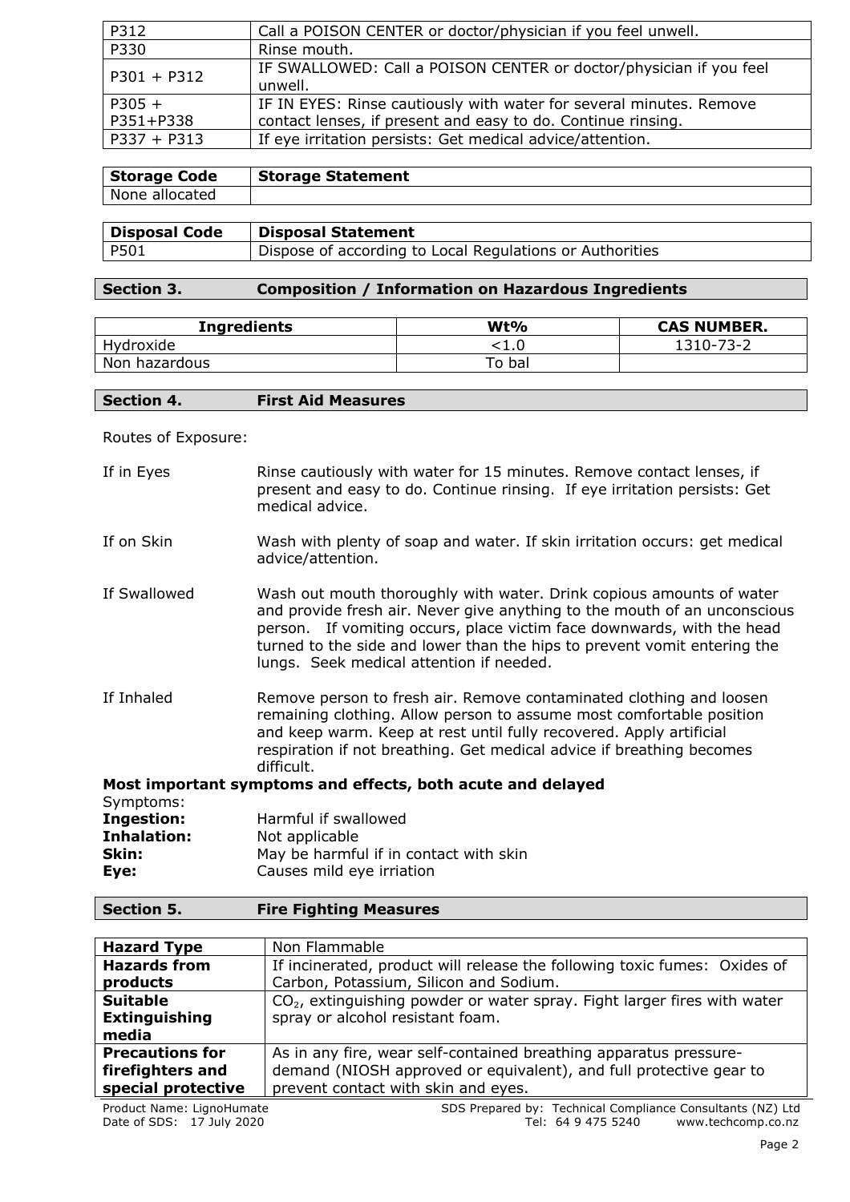| P312 | Call a POISON CENTER or doctor/physician if you feel unwell. |
|---|---|
| P330 | Rinse mouth. |
| P301 + P312 | IF SWALLOWED: Call a POISON CENTER or doctor/physician if you feel unwell. |
| P305 + P351+P338 | IF IN EYES: Rinse cautiously with water for several minutes. Remove contact lenses, if present and easy to do. Continue rinsing. |
| P337 + P313 | If eye irritation persists: Get medical advice/attention. |

| **Storage Code** | **Storage Statement** |
|---|---|
| None allocated | |

| **Disposal Code** | **Disposal Statement** |
|---|---|
| P501 | Dispose of according to Local Regulations or Authorities |

## Section 3. Composition / Information on Hazardous Ingredients

| Ingredients | Wt% | CAS NUMBER. |
|---|---|---|
| Hydroxide | <1.0 | 1310-73-2 |
| Non hazardous | To bal | |

## Section 4. First Aid Measures

Routes of Exposure:

**If in Eyes** Rinse cautiously with water for 15 minutes. Remove contact lenses, if present and easy to do. Continue rinsing. If eye irritation persists: Get medical advice.

**If on Skin** Wash with plenty of soap and water. If skin irritation occurs: get medical advice/attention.

**If Swallowed** Wash out mouth thoroughly with water. Drink copious amounts of water and provide fresh air. Never give anything to the mouth of an unconscious person. If vomiting occurs, place victim face downwards, with the head turned to the side and lower than the hips to prevent vomit entering the lungs. Seek medical attention if needed.

**If Inhaled** Remove person to fresh air. Remove contaminated clothing and loosen remaining clothing. Allow person to assume most comfortable position and keep warm. Keep at rest until fully recovered. Apply artificial respiration if not breathing. Get medical advice if breathing becomes difficult.

**Most important symptoms and effects, both acute and delayed**

Symptoms:

**Ingestion:** Harmful if swallowed
**Inhalation:** Not applicable
**Skin:** May be harmful if in contact with skin
**Eye:** Causes mild eye irriation

## Section 5. Fire Fighting Measures

| **Hazard Type** | Non Flammable |
|---|---|
| **Hazards from products** | If incinerated, product will release the following toxic fumes: Oxides of Carbon, Potassium, Silicon and Sodium. |
| **Suitable Extinguishing media** | $CO_2$, extinguishing powder or water spray. Fight larger fires with water spray or alcohol resistant foam. |
| **Precautions for firefighters and special protective** | As in any fire, wear self-contained breathing apparatus pressure-demand (NIOSH approved or equivalent), and full protective gear to prevent contact with skin and eyes. |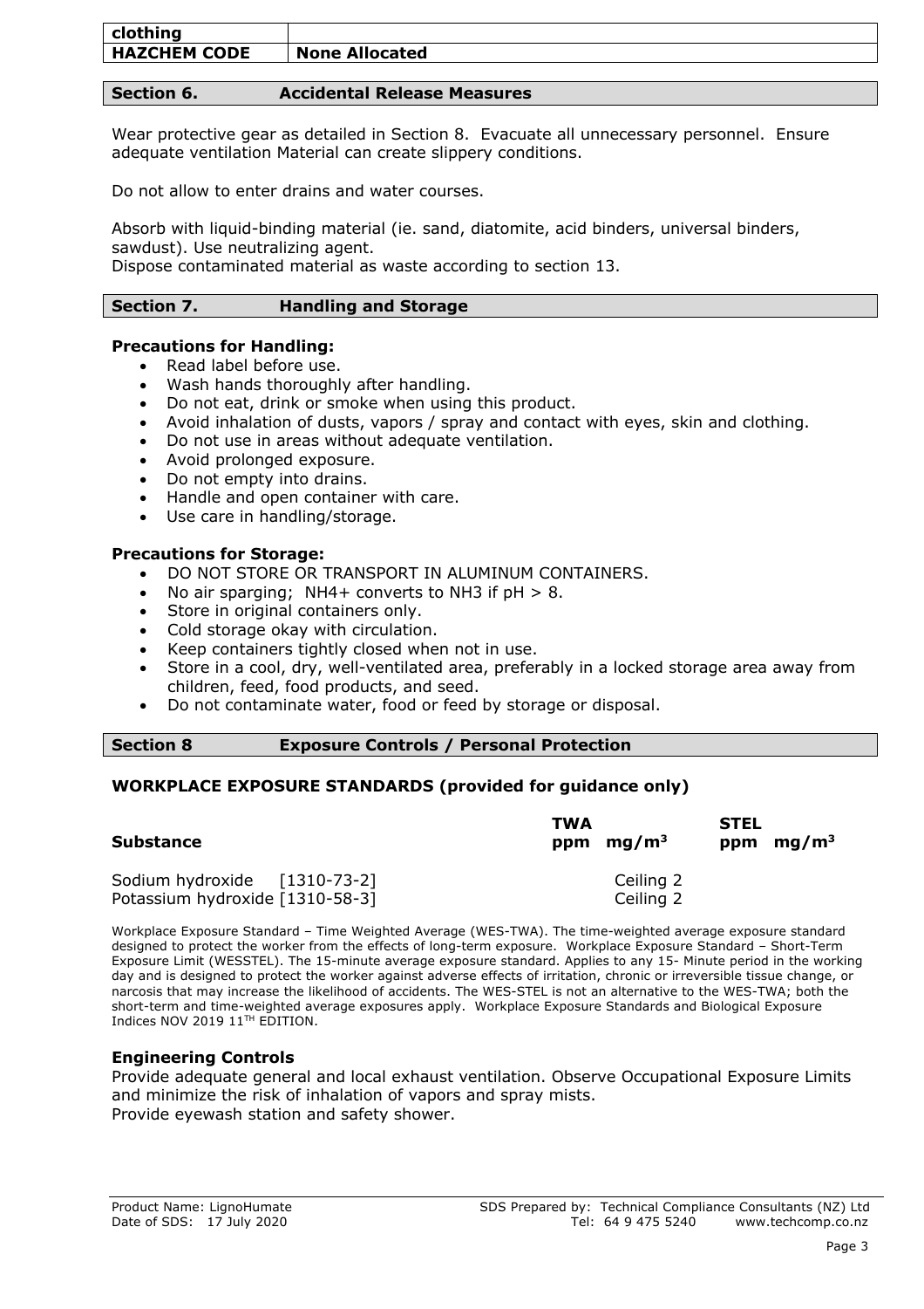| clothing | |
|---|---|
| **HAZCHEM CODE** | **None Allocated** |

## Section 6. Accidental Release Measures

Wear protective gear as detailed in Section 8. Evacuate all unnecessary personnel. Ensure adequate ventilation Material can create slippery conditions.

Do not allow to enter drains and water courses.

Absorb with liquid-binding material (ie. sand, diatomite, acid binders, universal binders, sawdust). Use neutralizing agent.
Dispose contaminated material as waste according to section 13.

## Section 7. Handling and Storage

**Precautions for Handling:**

- Read label before use.
- Wash hands thoroughly after handling.
- Do not eat, drink or smoke when using this product.
- Avoid inhalation of dusts, vapors / spray and contact with eyes, skin and clothing.
- Do not use in areas without adequate ventilation.
- Avoid prolonged exposure.
- Do not empty into drains.
- Handle and open container with care.
- Use care in handling/storage.

**Precautions for Storage:**

- DO NOT STORE OR TRANSPORT IN ALUMINUM CONTAINERS.
- No air sparging; $NH_4^+$ converts to $NH_3$ if pH > 8.
- Store in original containers only.
- Cold storage okay with circulation.
- Keep containers tightly closed when not in use.
- Store in a cool, dry, well-ventilated area, preferably in a locked storage area away from children, feed, food products, and seed.
- Do not contaminate water, food or feed by storage or disposal.

## Section 8 Exposure Controls / Personal Protection

### WORKPLACE EXPOSURE STANDARDS (provided for guidance only)

| Substance | TWA ppm | TWA $mg/m^3$ | STEL ppm | STEL $mg/m^3$ |
|---|---|---|---|---|
| Sodium hydroxide [1310-73-2] | | Ceiling 2 | | |
| Potassium hydroxide [1310-58-3] | | Ceiling 2 | | |

Workplace Exposure Standard – Time Weighted Average (WES-TWA). The time-weighted average exposure standard designed to protect the worker from the effects of long-term exposure. Workplace Exposure Standard – Short-Term Exposure Limit (WESSTEL). The 15-minute average exposure standard. Applies to any 15- Minute period in the working day and is designed to protect the worker against adverse effects of irritation, chronic or irreversible tissue change, or narcosis that may increase the likelihood of accidents. The WES-STEL is not an alternative to the WES-TWA; both the short-term and time-weighted average exposures apply. Workplace Exposure Standards and Biological Exposure Indices NOV 2019 11TH EDITION.

### Engineering Controls

Provide adequate general and local exhaust ventilation. Observe Occupational Exposure Limits and minimize the risk of inhalation of vapors and spray mists.
Provide eyewash station and safety shower.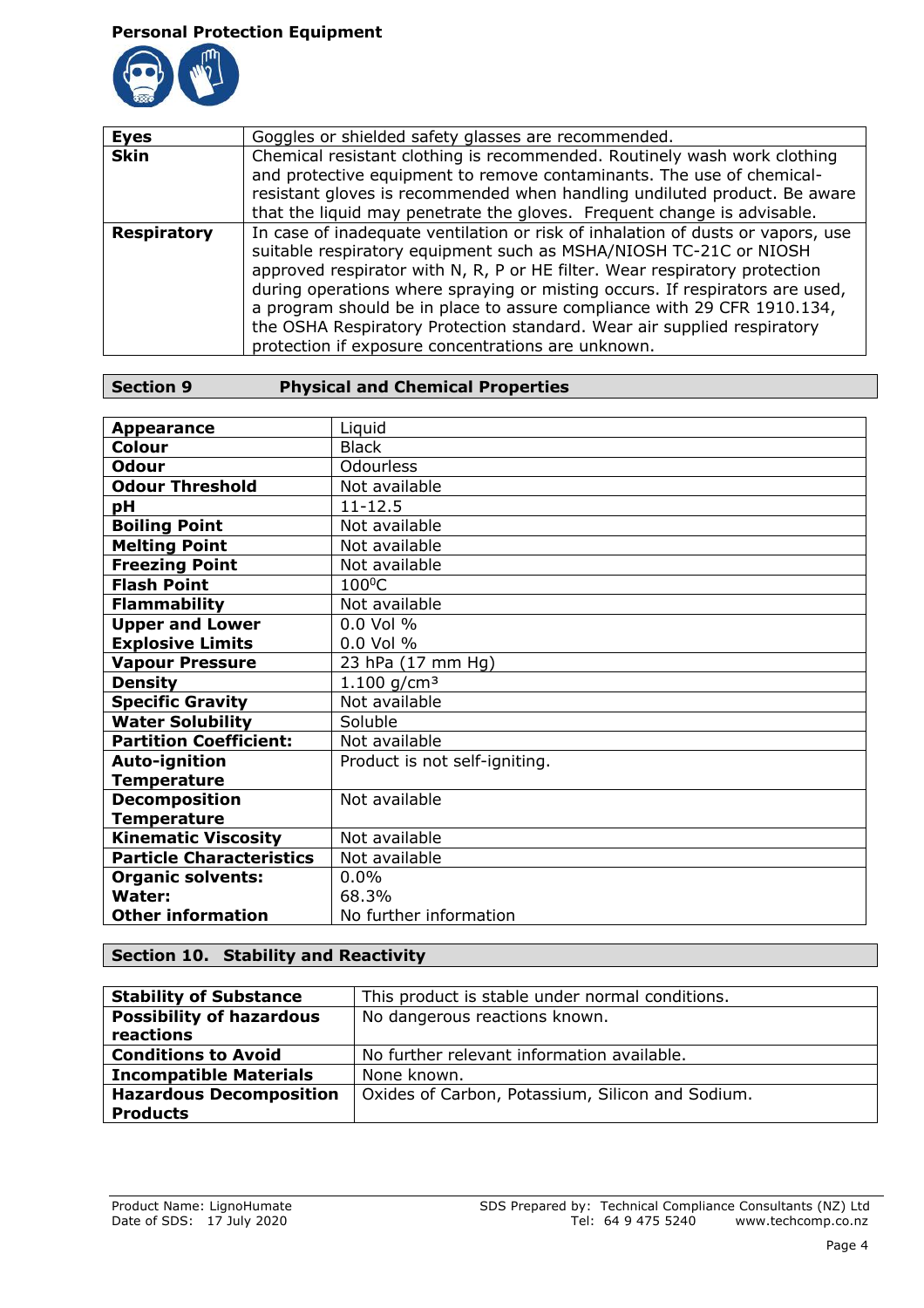**Personal Protection Equipment**

| | |
|---|---|
| **Eyes** | Goggles or shielded safety glasses are recommended. |
| **Skin** | Chemical resistant clothing is recommended. Routinely wash work clothing and protective equipment to remove contaminants. The use of chemical-resistant gloves is recommended when handling undiluted product. Be aware that the liquid may penetrate the gloves. Frequent change is advisable. |
| **Respiratory** | In case of inadequate ventilation or risk of inhalation of dusts or vapors, use suitable respiratory equipment such as MSHA/NIOSH TC-21C or NIOSH approved respirator with N, R, P or HE filter. Wear respiratory protection during operations where spraying or misting occurs. If respirators are used, a program should be in place to assure compliance with 29 CFR 1910.134, the OSHA Respiratory Protection standard. Wear air supplied respiratory protection if exposure concentrations are unknown. |

## Section 9 Physical and Chemical Properties

| | |
|---|---|
| **Appearance** | Liquid |
| **Colour** | Black |
| **Odour** | Odourless |
| **Odour Threshold** | Not available |
| **pH** | 11-12.5 |
| **Boiling Point** | Not available |
| **Melting Point** | Not available |
| **Freezing Point** | Not available |
| **Flash Point** | 100$^0$C |
| **Flammability** | Not available |
| **Upper and Lower Explosive Limits** | 0.0 Vol %<br>0.0 Vol % |
| **Vapour Pressure** | 23 hPa (17 mm Hg) |
| **Density** | 1.100 g/cm$^3$ |
| **Specific Gravity** | Not available |
| **Water Solubility** | Soluble |
| **Partition Coefficient:** | Not available |
| **Auto-ignition Temperature** | Product is not self-igniting. |
| **Decomposition Temperature** | Not available |
| **Kinematic Viscosity** | Not available |
| **Particle Characteristics** | Not available |
| **Organic solvents:** | 0.0% |
| **Water:** | 68.3% |
| **Other information** | No further information |

## Section 10. Stability and Reactivity

| | |
|---|---|
| **Stability of Substance** | This product is stable under normal conditions. |
| **Possibility of hazardous reactions** | No dangerous reactions known. |
| **Conditions to Avoid** | No further relevant information available. |
| **Incompatible Materials** | None known. |
| **Hazardous Decomposition Products** | Oxides of Carbon, Potassium, Silicon and Sodium. |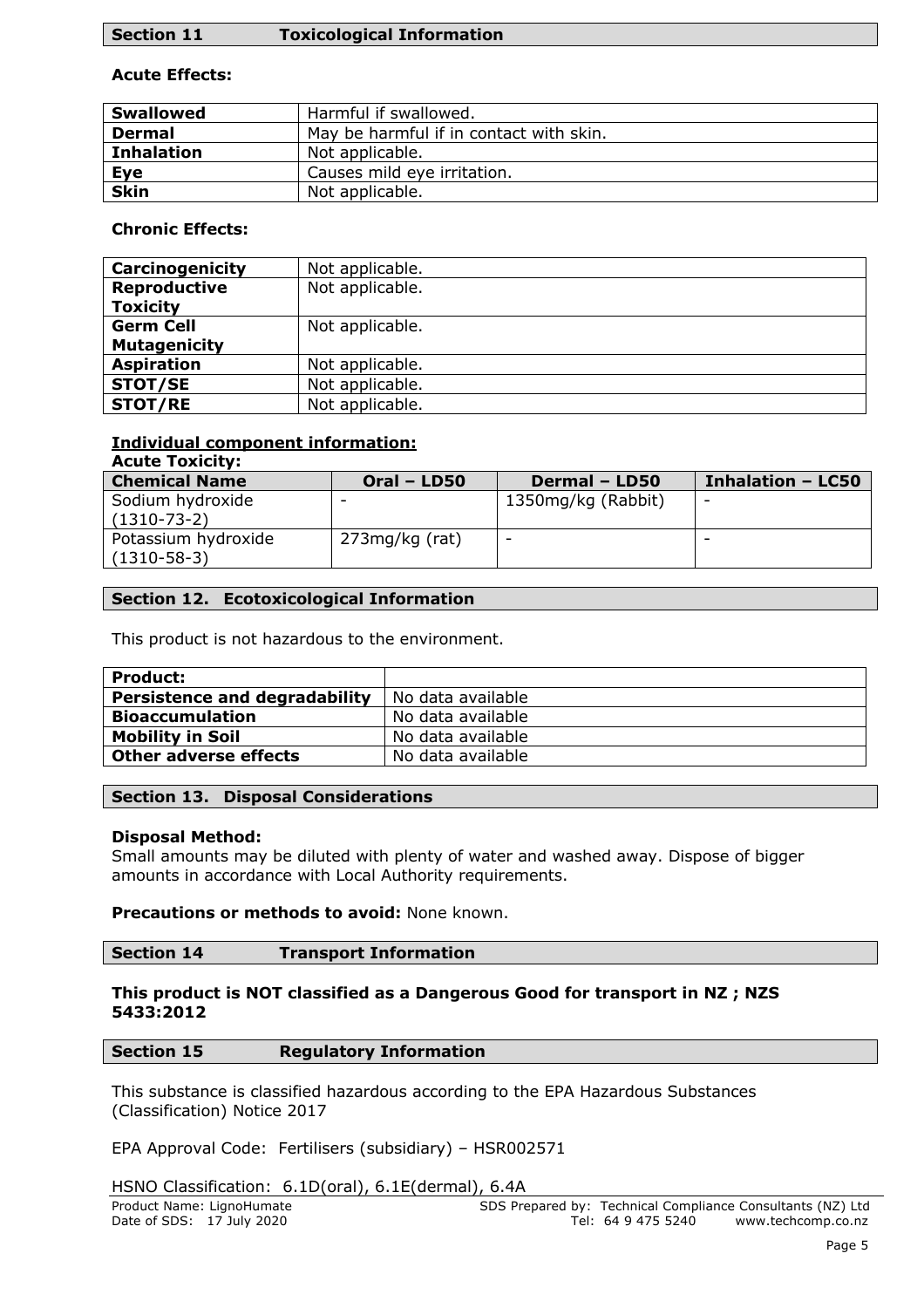## Section 11 Toxicological Information

**Acute Effects:**

| **Swallowed** | Harmful if swallowed. |
|---|---|
| **Dermal** | May be harmful if in contact with skin. |
| **Inhalation** | Not applicable. |
| **Eye** | Causes mild eye irritation. |
| **Skin** | Not applicable. |

**Chronic Effects:**

| **Carcinogenicity** | Not applicable. |
|---|---|
| **Reproductive Toxicity** | Not applicable. |
| **Germ Cell Mutagenicity** | Not applicable. |
| **Aspiration** | Not applicable. |
| **STOT/SE** | Not applicable. |
| **STOT/RE** | Not applicable. |

**Individual component information:**

**Acute Toxicity:**

| Chemical Name | Oral – LD50 | Dermal – LD50 | Inhalation – LC50 |
|---|---|---|---|
| Sodium hydroxide (1310-73-2) | - | 1350mg/kg (Rabbit) | - |
| Potassium hydroxide (1310-58-3) | 273mg/kg (rat) | - | - |

## Section 12. Ecotoxicological Information

This product is not hazardous to the environment.

| **Product:** | |
|---|---|
| **Persistence and degradability** | No data available |
| **Bioaccumulation** | No data available |
| **Mobility in Soil** | No data available |
| **Other adverse effects** | No data available |

## Section 13. Disposal Considerations

**Disposal Method:**
Small amounts may be diluted with plenty of water and washed away. Dispose of bigger amounts in accordance with Local Authority requirements.

**Precautions or methods to avoid:** None known.

## Section 14 Transport Information

**This product is NOT classified as a Dangerous Good for transport in NZ ; NZS 5433:2012**

## Section 15 Regulatory Information

This substance is classified hazardous according to the EPA Hazardous Substances (Classification) Notice 2017

EPA Approval Code: Fertilisers (subsidiary) – HSR002571

HSNO Classification: 6.1D(oral), 6.1E(dermal), 6.4A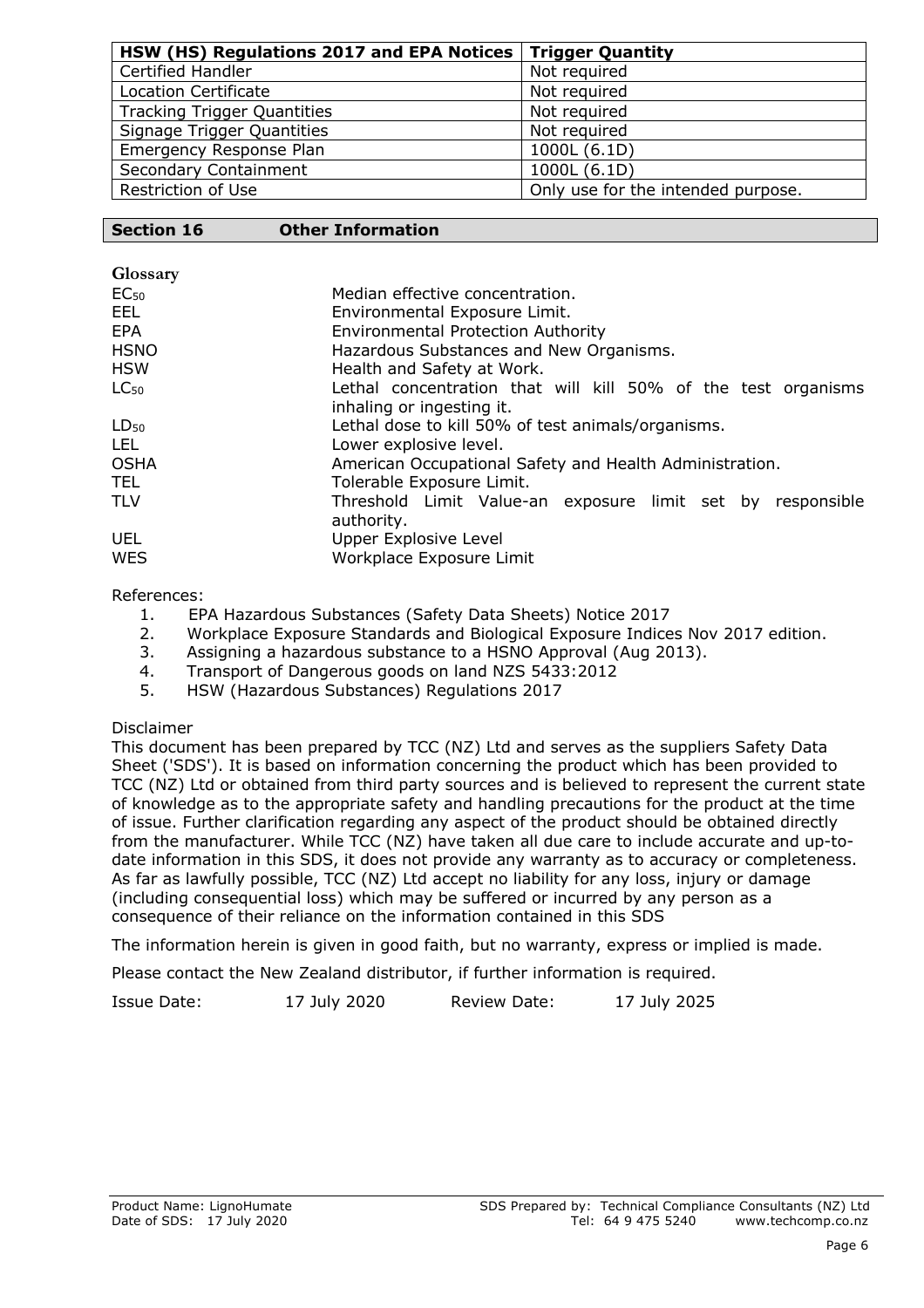| HSW (HS) Regulations 2017 and EPA Notices | Trigger Quantity |
|---|---|
| Certified Handler | Not required |
| Location Certificate | Not required |
| Tracking Trigger Quantities | Not required |
| Signage Trigger Quantities | Not required |
| Emergency Response Plan | 1000L (6.1D) |
| Secondary Containment | 1000L (6.1D) |
| Restriction of Use | Only use for the intended purpose. |

## Section 16 Other Information

**Glossary**

| | |
|---|---|
| $EC_{50}$ | Median effective concentration. |
| EEL | Environmental Exposure Limit. |
| EPA | Environmental Protection Authority |
| HSNO | Hazardous Substances and New Organisms. |
| HSW | Health and Safety at Work. |
| $LC_{50}$ | Lethal concentration that will kill 50% of the test organisms inhaling or ingesting it. |
| $LD_{50}$ | Lethal dose to kill 50% of test animals/organisms. |
| LEL | Lower explosive level. |
| OSHA | American Occupational Safety and Health Administration. |
| TEL | Tolerable Exposure Limit. |
| TLV | Threshold Limit Value-an exposure limit set by responsible authority. |
| UEL | Upper Explosive Level |
| WES | Workplace Exposure Limit |

References:

1. EPA Hazardous Substances (Safety Data Sheets) Notice 2017
2. Workplace Exposure Standards and Biological Exposure Indices Nov 2017 edition.
3. Assigning a hazardous substance to a HSNO Approval (Aug 2013).
4. Transport of Dangerous goods on land NZS 5433:2012
5. HSW (Hazardous Substances) Regulations 2017

Disclaimer

This document has been prepared by TCC (NZ) Ltd and serves as the suppliers Safety Data Sheet ('SDS'). It is based on information concerning the product which has been provided to TCC (NZ) Ltd or obtained from third party sources and is believed to represent the current state of knowledge as to the appropriate safety and handling precautions for the product at the time of issue. Further clarification regarding any aspect of the product should be obtained directly from the manufacturer. While TCC (NZ) have taken all due care to include accurate and up-to-date information in this SDS, it does not provide any warranty as to accuracy or completeness. As far as lawfully possible, TCC (NZ) Ltd accept no liability for any loss, injury or damage (including consequential loss) which may be suffered or incurred by any person as a consequence of their reliance on the information contained in this SDS

The information herein is given in good faith, but no warranty, express or implied is made.

Please contact the New Zealand distributor, if further information is required.

Issue Date: 17 July 2020 Review Date: 17 July 2025